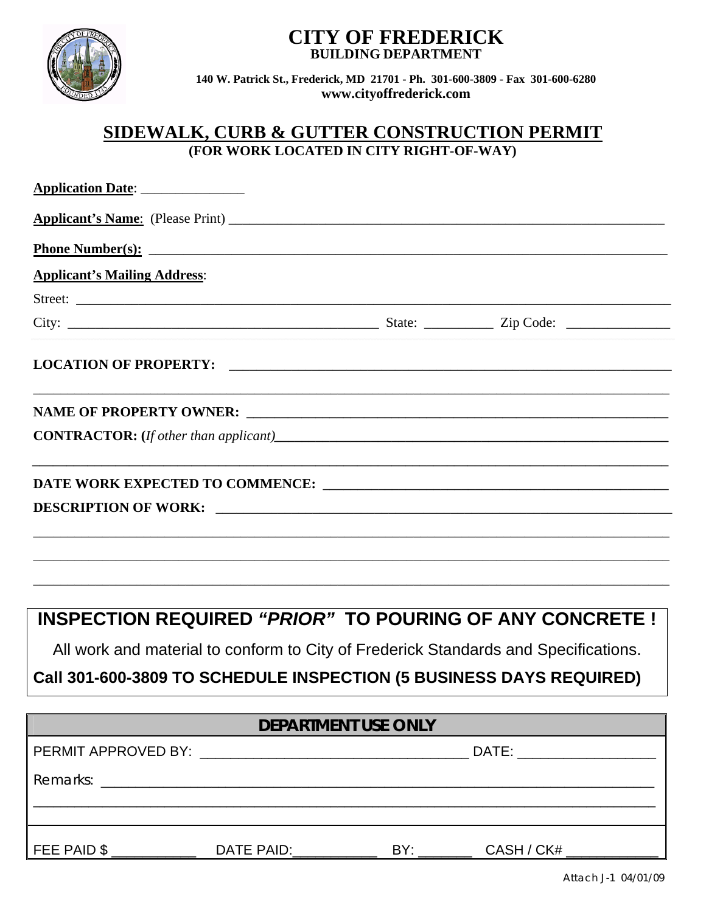# CITY OF FREDERICK

**BUILDING DEPARTMENT**

**140 W. Patrick St., Frederick, MD 21701 - Ph. 301-600-3809 - Fax 301-600-6280**
**www.cityoffrederick.com**

## SIDEWALK, CURB & GUTTER CONSTRUCTION PERMIT

**(FOR WORK LOCATED IN CITY RIGHT-OF-WAY)**

**Application Date**: _______________

**Applicant's Name**: (Please Print) ______________________________________________________________

**Phone Number(s):** ______________________________________________________________

**Applicant's Mailing Address**:

Street: ______________________________________________________________

City: ____________________________________________ State: __________ Zip Code: _______________

**LOCATION OF PROPERTY:** ______________________________________________________________

______________________________________________________________

**NAME OF PROPERTY OWNER:** ______________________________________________________________

**CONTRACTOR: (***If other than applicant***)**______________________________________________________________

______________________________________________________________

**DATE WORK EXPECTED TO COMMENCE:** ______________________________________________________________

**DESCRIPTION OF WORK:** ______________________________________________________________

______________________________________________________________

______________________________________________________________

______________________________________________________________

**INSPECTION REQUIRED *"PRIOR"* TO POURING OF ANY CONCRETE !**

All work and material to conform to City of Frederick Standards and Specifications.

**Call 301-600-3809 TO SCHEDULE INSPECTION (5 BUSINESS DAYS REQUIRED)**

| **DEPARTMENT USE ONLY** |
|---|
| PERMIT APPROVED BY: ___________________________________ DATE: __________________ |
| Remarks: ______________________________________________________________ |
| FEE PAID $ ___________ DATE PAID:___________ BY: _______ CASH / CK# ____________ |

Attach J-1 04/01/09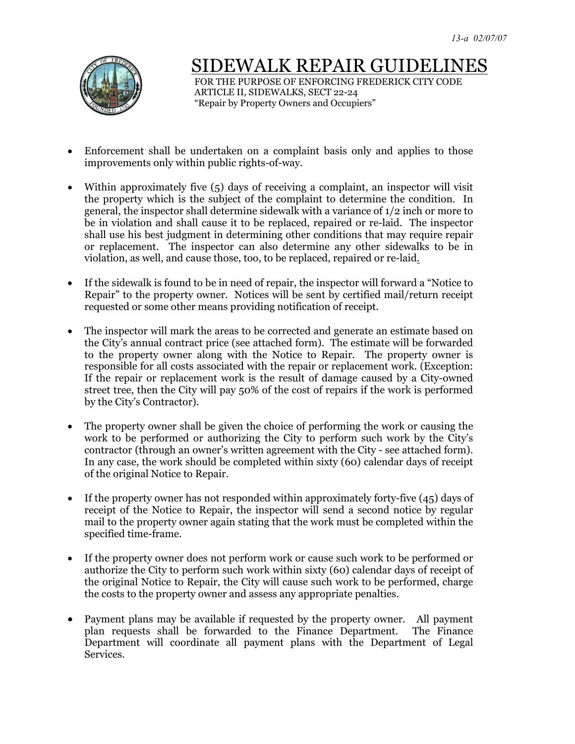13-a 02/07/07

# SIDEWALK REPAIR GUIDELINES

FOR THE PURPOSE OF ENFORCING FREDERICK CITY CODE
ARTICLE II, SIDEWALKS, SECT 22-24
"Repair by Property Owners and Occupiers"

- Enforcement shall be undertaken on a complaint basis only and applies to those improvements only within public rights-of-way.

- Within approximately five (5) days of receiving a complaint, an inspector will visit the property which is the subject of the complaint to determine the condition. In general, the inspector shall determine sidewalk with a variance of 1/2 inch or more to be in violation and shall cause it to be replaced, repaired or re-laid. The inspector shall use his best judgment in determining other conditions that may require repair or replacement. The inspector can also determine any other sidewalks to be in violation, as well, and cause those, too, to be replaced, repaired or re-laid.

- If the sidewalk is found to be in need of repair, the inspector will forward a "Notice to Repair" to the property owner. Notices will be sent by certified mail/return receipt requested or some other means providing notification of receipt.

- The inspector will mark the areas to be corrected and generate an estimate based on the City's annual contract price (see attached form). The estimate will be forwarded to the property owner along with the Notice to Repair. The property owner is responsible for all costs associated with the repair or replacement work. (Exception: If the repair or replacement work is the result of damage caused by a City-owned street tree, then the City will pay 50% of the cost of repairs if the work is performed by the City's Contractor).

- The property owner shall be given the choice of performing the work or causing the work to be performed or authorizing the City to perform such work by the City's contractor (through an owner's written agreement with the City - see attached form). In any case, the work should be completed within sixty (60) calendar days of receipt of the original Notice to Repair.

- If the property owner has not responded within approximately forty-five (45) days of receipt of the Notice to Repair, the inspector will send a second notice by regular mail to the property owner again stating that the work must be completed within the specified time-frame.

- If the property owner does not perform work or cause such work to be performed or authorize the City to perform such work within sixty (60) calendar days of receipt of the original Notice to Repair, the City will cause such work to be performed, charge the costs to the property owner and assess any appropriate penalties.

- Payment plans may be available if requested by the property owner. All payment plan requests shall be forwarded to the Finance Department. The Finance Department will coordinate all payment plans with the Department of Legal Services.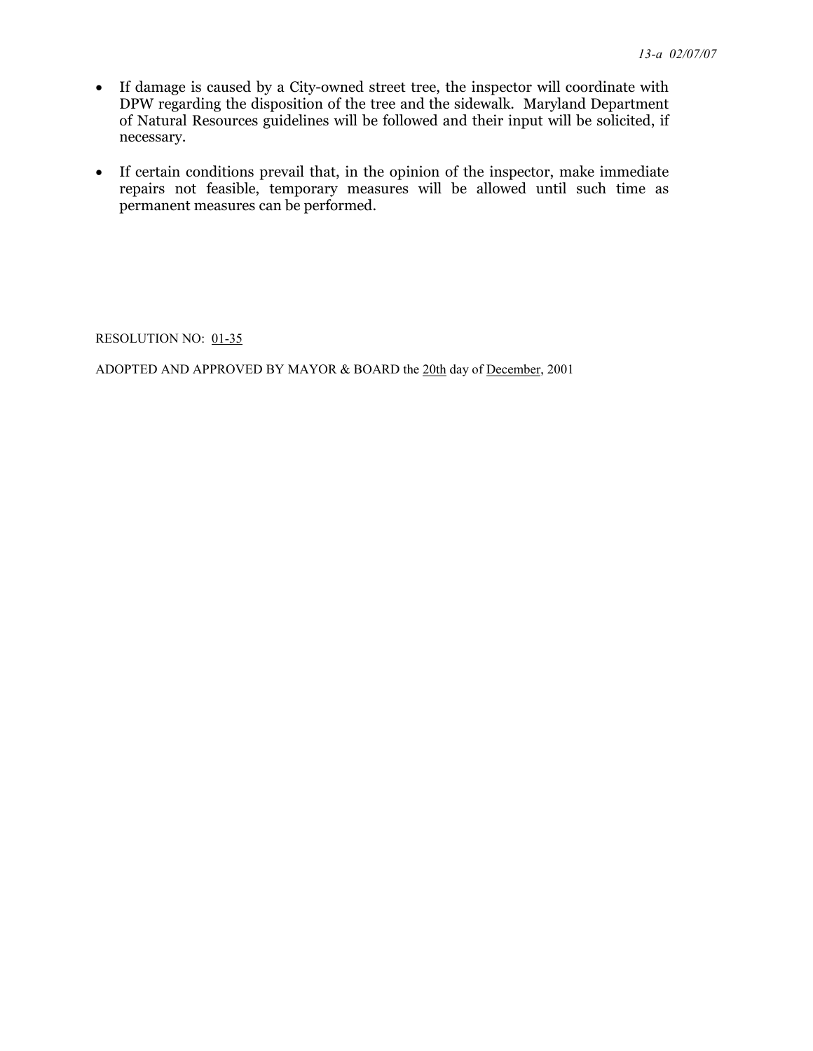- If damage is caused by a City-owned street tree, the inspector will coordinate with DPW regarding the disposition of the tree and the sidewalk. Maryland Department of Natural Resources guidelines will be followed and their input will be solicited, if necessary.
- If certain conditions prevail that, in the opinion of the inspector, make immediate repairs not feasible, temporary measures will be allowed until such time as permanent measures can be performed.

RESOLUTION NO: 01-35

ADOPTED AND APPROVED BY MAYOR & BOARD the 20th day of December, 2001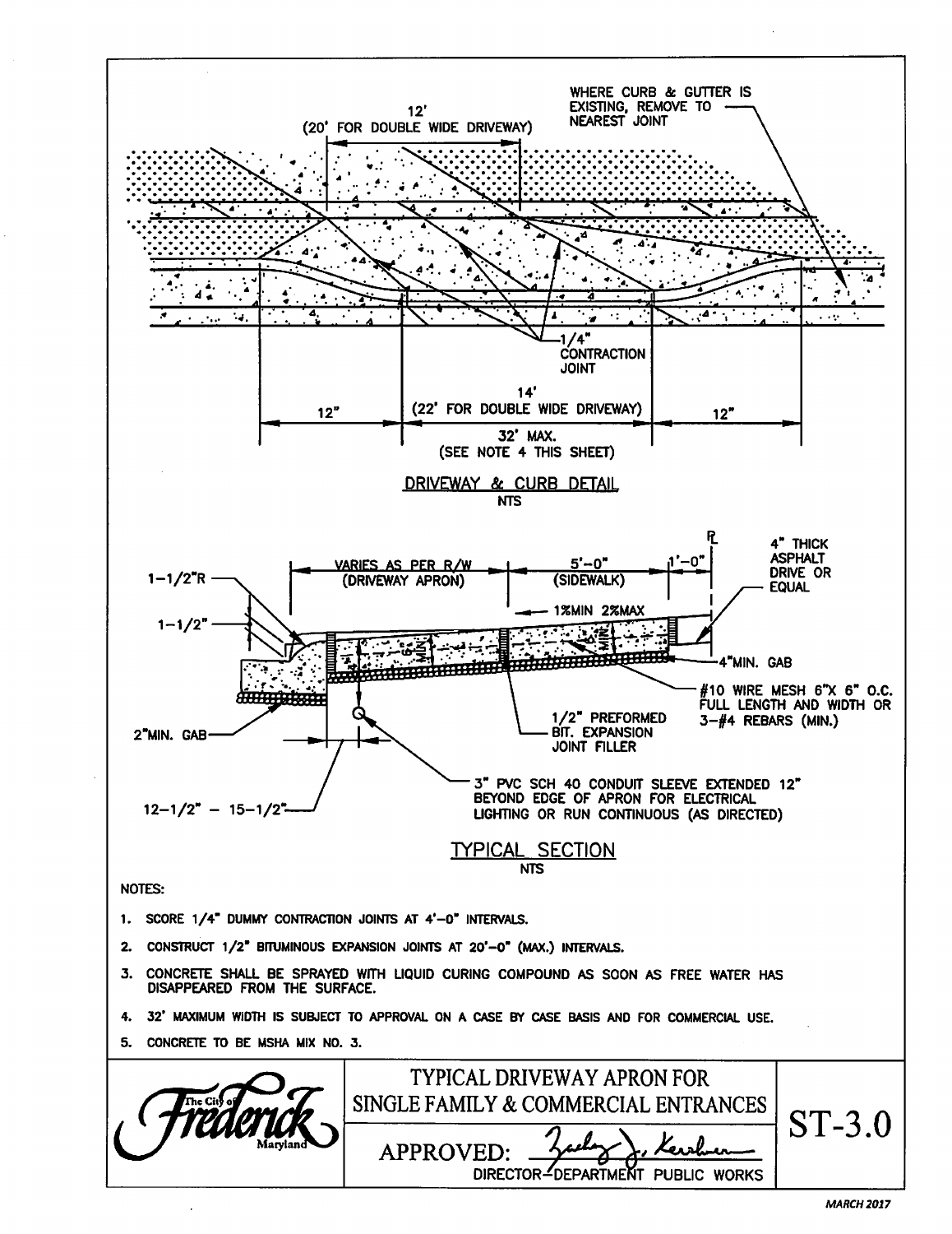WHERE CURB & GUTTER IS EXISTING, REMOVE TO NEAREST JOINT

12'
(20' FOR DOUBLE WIDE DRIVEWAY)

1/4" CONTRACTION JOINT

12" | 14' (22' FOR DOUBLE WIDE DRIVEWAY) | 12"

32' MAX.
(SEE NOTE 4 THIS SHEET)

## DRIVEWAY & CURB DETAIL

NTS

℄

VARIES AS PER R/W (DRIVEWAY APRON) | 5'-0" (SIDEWALK) | 1'-0"

1-1/2"R

1-1/2"

1% MIN 2% MAX

6" MIN.

4" THICK ASPHALT DRIVE OR EQUAL

4" MIN. GAB

#10 WIRE MESH 6"X 6" O.C. FULL LENGTH AND WIDTH OR 3-#4 REBARS (MIN.)

1/2" PREFORMED BIT. EXPANSION JOINT FILLER

2" MIN. GAB

12-1/2" - 15-1/2"

3" PVC SCH 40 CONDUIT SLEEVE EXTENDED 12" BEYOND EDGE OF APRON FOR ELECTRICAL LIGHTING OR RUN CONTINUOUS (AS DIRECTED)

## TYPICAL SECTION

NTS

NOTES:

1. SCORE 1/4" DUMMY CONTRACTION JOINTS AT 4'-0" INTERVALS.
2. CONSTRUCT 1/2" BITUMINOUS EXPANSION JOINTS AT 20'-0" (MAX.) INTERVALS.
3. CONCRETE SHALL BE SPRAYED WITH LIQUID CURING COMPOUND AS SOON AS FREE WATER HAS DISAPPEARED FROM THE SURFACE.
4. 32' MAXIMUM WIDTH IS SUBJECT TO APPROVAL ON A CASE BY CASE BASIS AND FOR COMMERCIAL USE.
5. CONCRETE TO BE MSHA MIX NO. 3.

| The City of Frederick Maryland | TYPICAL DRIVEWAY APRON FOR SINGLE FAMILY & COMMERCIAL ENTRANCES | ST-3.0 |
| --- | --- | --- |
| | APPROVED: DIRECTOR-DEPARTMENT PUBLIC WORKS | |

MARCH 2017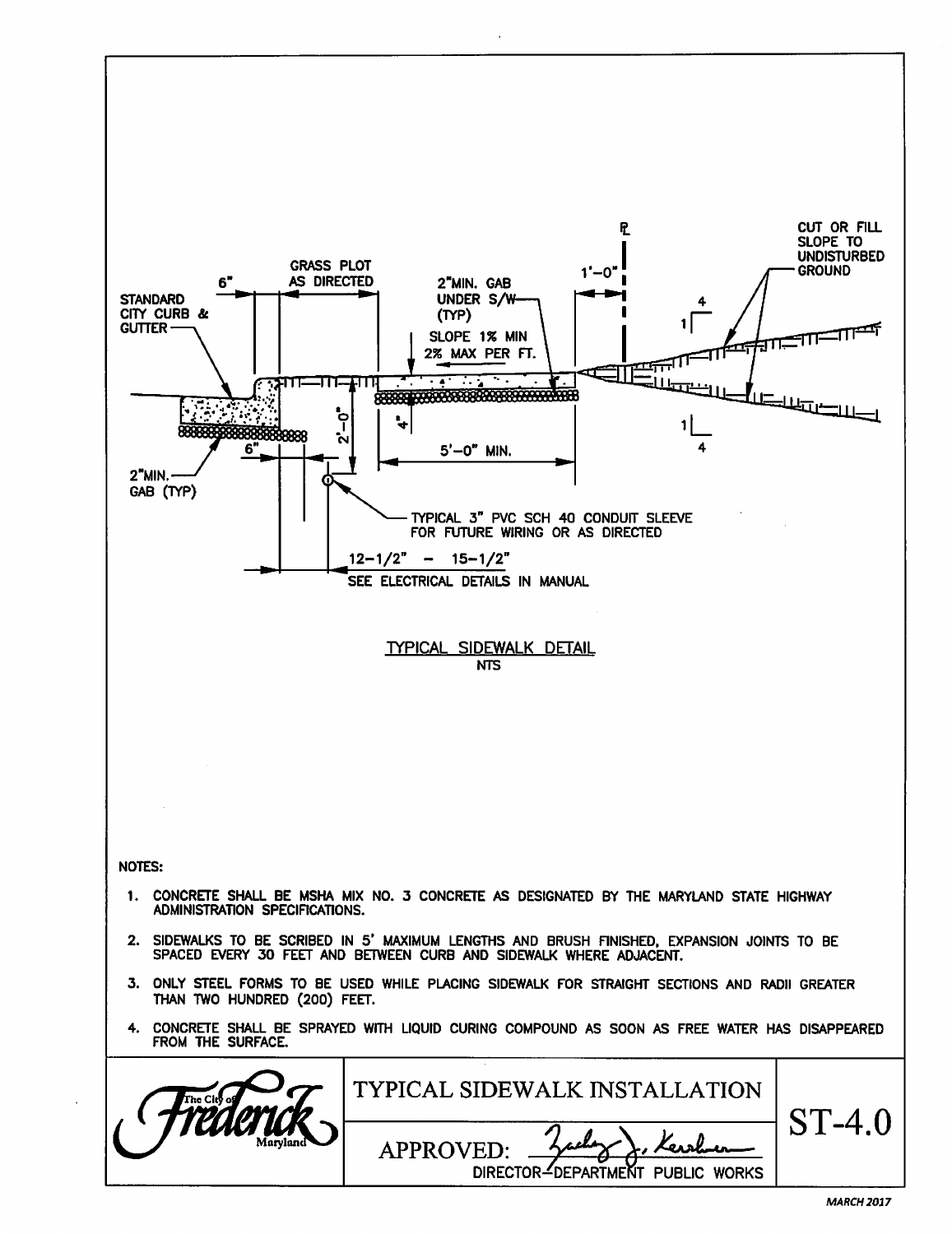STANDARD CITY CURB & GUTTER

6"

GRASS PLOT AS DIRECTED

2"MIN. GAB UNDER S/W (TYP)

SLOPE 1% MIN 2% MAX PER FT.

℄

1'-0"

CUT OR FILL SLOPE TO UNDISTURBED GROUND

4

1

1

4

4"

2'-0"

6"

5'-0" MIN.

2"MIN. GAB (TYP)

TYPICAL 3" PVC SCH 40 CONDUIT SLEEVE FOR FUTURE WIRING OR AS DIRECTED

12-1/2" - 15-1/2"

SEE ELECTRICAL DETAILS IN MANUAL

TYPICAL SIDEWALK DETAIL

NTS

NOTES:

1. CONCRETE SHALL BE MSHA MIX NO. 3 CONCRETE AS DESIGNATED BY THE MARYLAND STATE HIGHWAY ADMINISTRATION SPECIFICATIONS.
2. SIDEWALKS TO BE SCRIBED IN 5' MAXIMUM LENGTHS AND BRUSH FINISHED, EXPANSION JOINTS TO BE SPACED EVERY 30 FEET AND BETWEEN CURB AND SIDEWALK WHERE ADJACENT.
3. ONLY STEEL FORMS TO BE USED WHILE PLACING SIDEWALK FOR STRAIGHT SECTIONS AND RADII GREATER THAN TWO HUNDRED (200) FEET.
4. CONCRETE SHALL BE SPRAYED WITH LIQUID CURING COMPOUND AS SOON AS FREE WATER HAS DISAPPEARED FROM THE SURFACE.

| The City of Frederick Maryland | TYPICAL SIDEWALK INSTALLATION | ST-4.0 |
|---|---|---|
| | APPROVED: Zachary J. Kershner DIRECTOR–DEPARTMENT PUBLIC WORKS | |

*MARCH 2017*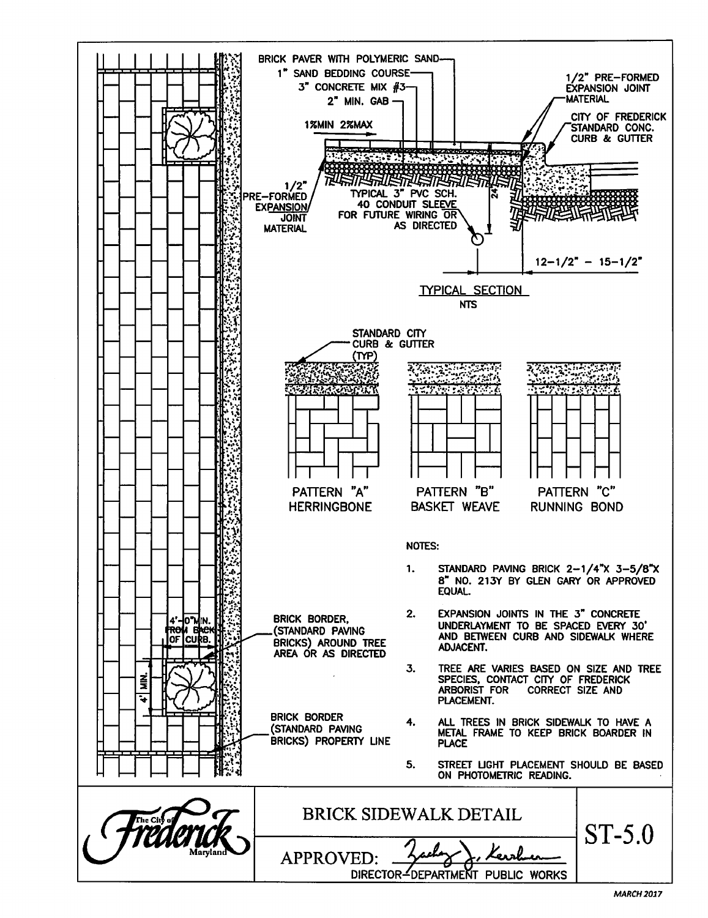BRICK PAVER WITH POLYMERIC SAND

1" SAND BEDDING COURSE

3" CONCRETE MIX #3

2" MIN. GAB

1%MIN 2%MAX

1/2" PRE-FORMED EXPANSION JOINT MATERIAL

CITY OF FREDERICK STANDARD CONC. CURB & GUTTER

1/2" PRE-FORMED EXPANSION JOINT MATERIAL

TYPICAL 3" PVC SCH. 40 CONDUIT SLEEVE FOR FUTURE WIRING OR AS DIRECTED

24"

12-1/2" - 15-1/2"

TYPICAL SECTION

NTS

STANDARD CITY CURB & GUTTER (TYP)

PATTERN "A" HERRINGBONE

PATTERN "B" BASKET WEAVE

PATTERN "C" RUNNING BOND

4'-0" MIN. FROM BACK OF CURB.

4' MIN.

BRICK BORDER, (STANDARD PAVING BRICKS) AROUND TREE AREA OR AS DIRECTED

BRICK BORDER (STANDARD PAVING BRICKS) PROPERTY LINE

NOTES:

1. STANDARD PAVING BRICK 2-1/4"X 3-5/8"X 8" NO. 213Y BY GLEN GARY OR APPROVED EQUAL.
2. EXPANSION JOINTS IN THE 3" CONCRETE UNDERLAYMENT TO BE SPACED EVERY 30' AND BETWEEN CURB AND SIDEWALK WHERE ADJACENT.
3. TREE ARE VARIES BASED ON SIZE AND TREE SPECIES, CONTACT CITY OF FREDERICK ARBORIST FOR CORRECT SIZE AND PLACEMENT.
4. ALL TREES IN BRICK SIDEWALK TO HAVE A METAL FRAME TO KEEP BRICK BOARDER IN PLACE
5. STREET LIGHT PLACEMENT SHOULD BE BASED ON PHOTOMETRIC READING.

The City of Frederick Maryland

BRICK SIDEWALK DETAIL

ST-5.0

APPROVED: Zachary J. Kershner

DIRECTOR-DEPARTMENT PUBLIC WORKS

MARCH 2017